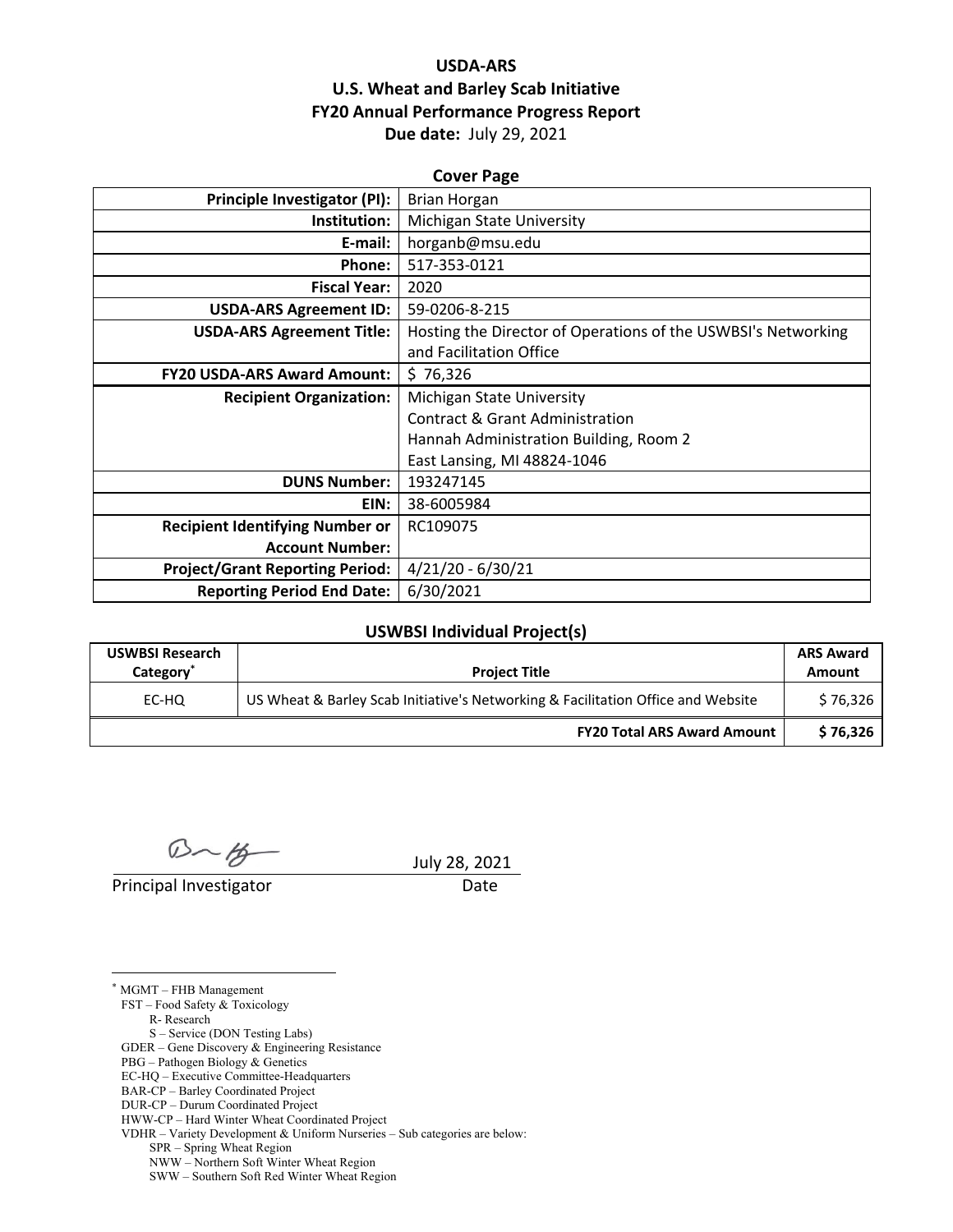**USDA-ARS**

**U.S. Wheat and Barley Scab Initiative**

**FY20 Annual Performance Progress Report**

**Due date:** July 29, 2021

**Cover Page**

| | |
|---|---|
| **Principle Investigator (PI):** | Brian Horgan |
| **Institution:** | Michigan State University |
| **E-mail:** | horganb@msu.edu |
| **Phone:** | 517-353-0121 |
| **Fiscal Year:** | 2020 |
| **USDA-ARS Agreement ID:** | 59-0206-8-215 |
| **USDA-ARS Agreement Title:** | Hosting the Director of Operations of the USWBSI's Networking and Facilitation Office |
| **FY20 USDA-ARS Award Amount:** | $ 76,326 |
| **Recipient Organization:** | Michigan State University<br>Contract & Grant Administration<br>Hannah Administration Building, Room 2<br>East Lansing, MI 48824-1046 |
| **DUNS Number:** | 193247145 |
| **EIN:** | 38-6005984 |
| **Recipient Identifying Number or Account Number:** | RC109075 |
| **Project/Grant Reporting Period:** | 4/21/20 - 6/30/21 |
| **Reporting Period End Date:** | 6/30/2021 |

**USWBSI Individual Project(s)**

| USWBSI Research Category* | Project Title | ARS Award Amount |
|---|---|---|
| EC-HQ | US Wheat & Barley Scab Initiative's Networking & Facilitation Office and Website | $ 76,326 |
| | **FY20 Total ARS Award Amount** | **$ 76,326** |

Principal Investigator — July 28, 2021 (Date)

* MGMT – FHB Management
FST – Food Safety & Toxicology
- R- Research
- S – Service (DON Testing Labs)

GDER – Gene Discovery & Engineering Resistance
PBG – Pathogen Biology & Genetics
EC-HQ – Executive Committee-Headquarters
BAR-CP – Barley Coordinated Project
DUR-CP – Durum Coordinated Project
HWW-CP – Hard Winter Wheat Coordinated Project
VDHR – Variety Development & Uniform Nurseries – Sub categories are below:
- SPR – Spring Wheat Region
- NWW – Northern Soft Winter Wheat Region
- SWW – Southern Soft Red Winter Wheat Region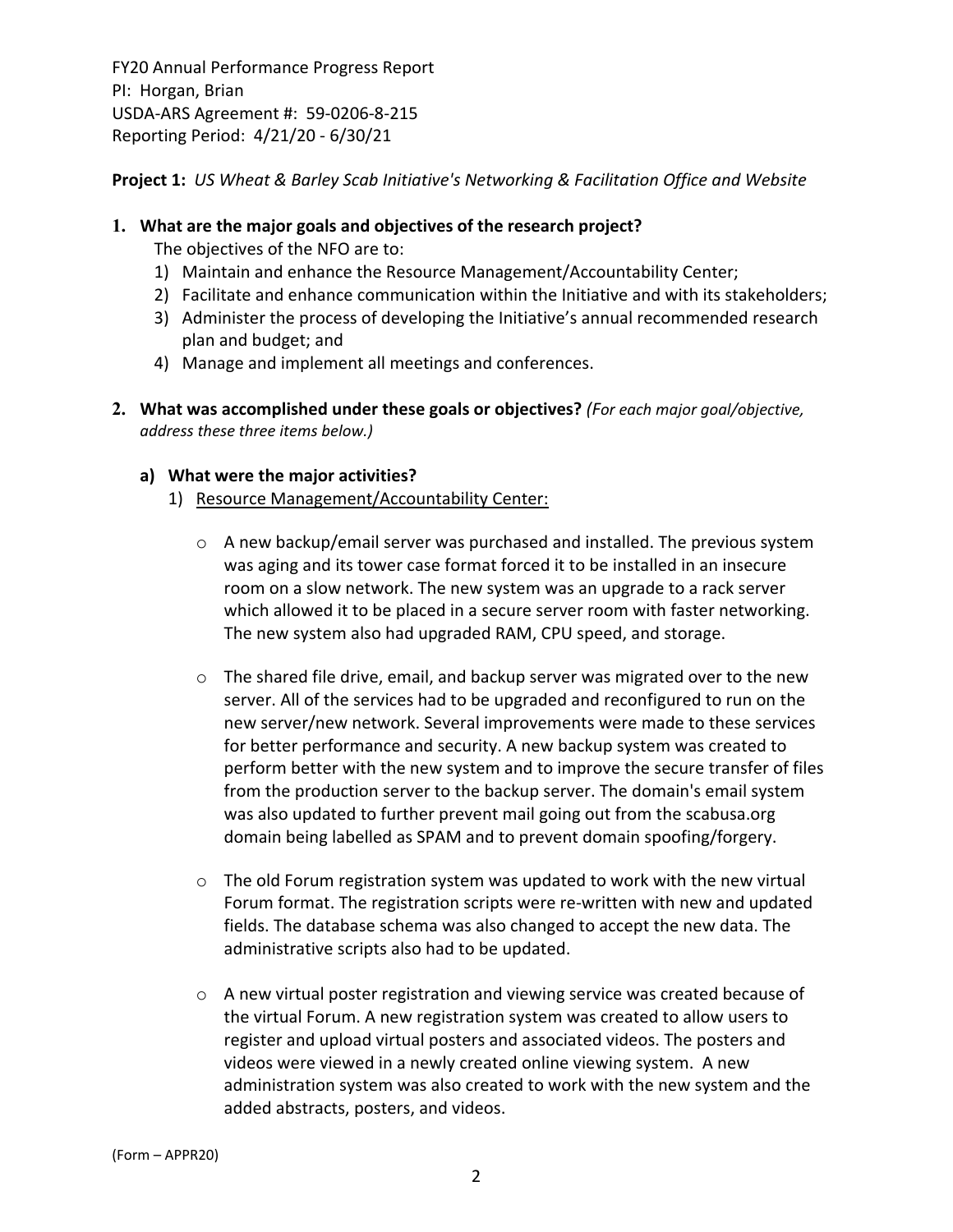FY20 Annual Performance Progress Report
PI: Horgan, Brian
USDA-ARS Agreement #: 59-0206-8-215
Reporting Period: 4/21/20 - 6/30/21

**Project 1:** *US Wheat & Barley Scab Initiative's Networking & Facilitation Office and Website*

1. **What are the major goals and objectives of the research project?**

   The objectives of the NFO are to:
   1) Maintain and enhance the Resource Management/Accountability Center;
   2) Facilitate and enhance communication within the Initiative and with its stakeholders;
   3) Administer the process of developing the Initiative's annual recommended research plan and budget; and
   4) Manage and implement all meetings and conferences.

2. **What was accomplished under these goals or objectives?** *(For each major goal/objective, address these three items below.)*

   **a) What were the major activities?**

   1) Resource Management/Accountability Center:

      - A new backup/email server was purchased and installed. The previous system was aging and its tower case format forced it to be installed in an insecure room on a slow network. The new system was an upgrade to a rack server which allowed it to be placed in a secure server room with faster networking. The new system also had upgraded RAM, CPU speed, and storage.

      - The shared file drive, email, and backup server was migrated over to the new server. All of the services had to be upgraded and reconfigured to run on the new server/new network. Several improvements were made to these services for better performance and security. A new backup system was created to perform better with the new system and to improve the secure transfer of files from the production server to the backup server. The domain's email system was also updated to further prevent mail going out from the scabusa.org domain being labelled as SPAM and to prevent domain spoofing/forgery.

      - The old Forum registration system was updated to work with the new virtual Forum format. The registration scripts were re-written with new and updated fields. The database schema was also changed to accept the new data. The administrative scripts also had to be updated.

      - A new virtual poster registration and viewing service was created because of the virtual Forum. A new registration system was created to allow users to register and upload virtual posters and associated videos. The posters and videos were viewed in a newly created online viewing system. A new administration system was also created to work with the new system and the added abstracts, posters, and videos.

(Form – APPR20)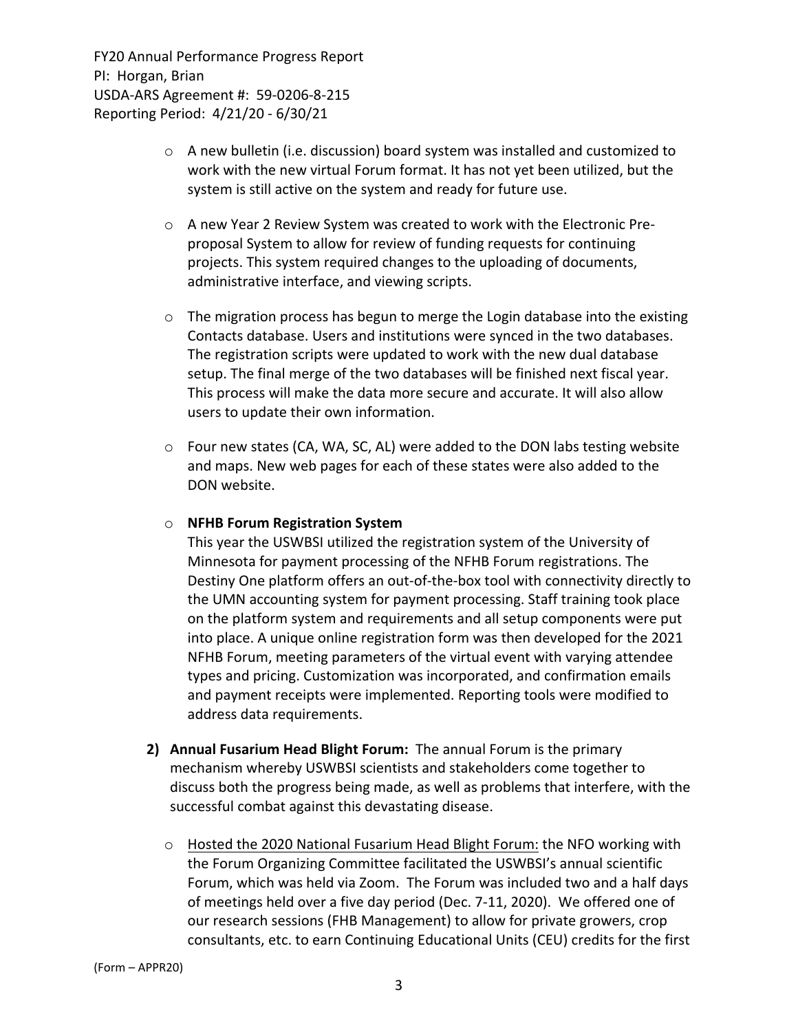- A new bulletin (i.e. discussion) board system was installed and customized to work with the new virtual Forum format. It has not yet been utilized, but the system is still active on the system and ready for future use.

- A new Year 2 Review System was created to work with the Electronic Pre-proposal System to allow for review of funding requests for continuing projects. This system required changes to the uploading of documents, administrative interface, and viewing scripts.

- The migration process has begun to merge the Login database into the existing Contacts database. Users and institutions were synced in the two databases. The registration scripts were updated to work with the new dual database setup. The final merge of the two databases will be finished next fiscal year. This process will make the data more secure and accurate. It will also allow users to update their own information.

- Four new states (CA, WA, SC, AL) were added to the DON labs testing website and maps. New web pages for each of these states were also added to the DON website.

- **NFHB Forum Registration System**
  This year the USWBSI utilized the registration system of the University of Minnesota for payment processing of the NFHB Forum registrations. The Destiny One platform offers an out-of-the-box tool with connectivity directly to the UMN accounting system for payment processing. Staff training took place on the platform system and requirements and all setup components were put into place. A unique online registration form was then developed for the 2021 NFHB Forum, meeting parameters of the virtual event with varying attendee types and pricing. Customization was incorporated, and confirmation emails and payment receipts were implemented. Reporting tools were modified to address data requirements.

2) **Annual Fusarium Head Blight Forum:** The annual Forum is the primary mechanism whereby USWBSI scientists and stakeholders come together to discuss both the progress being made, as well as problems that interfere, with the successful combat against this devastating disease.

   - Hosted the 2020 National Fusarium Head Blight Forum: the NFO working with the Forum Organizing Committee facilitated the USWBSI's annual scientific Forum, which was held via Zoom. The Forum was included two and a half days of meetings held over a five day period (Dec. 7-11, 2020). We offered one of our research sessions (FHB Management) to allow for private growers, crop consultants, etc. to earn Continuing Educational Units (CEU) credits for the first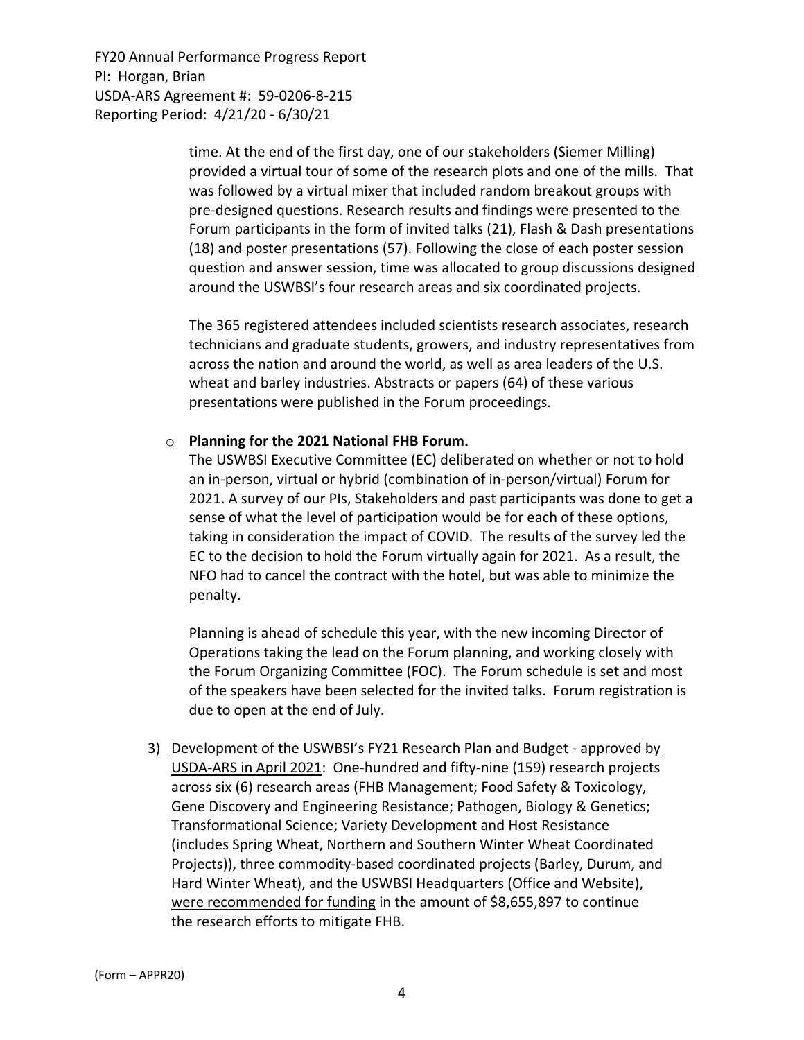time. At the end of the first day, one of our stakeholders (Siemer Milling) provided a virtual tour of some of the research plots and one of the mills. That was followed by a virtual mixer that included random breakout groups with pre-designed questions. Research results and findings were presented to the Forum participants in the form of invited talks (21), Flash & Dash presentations (18) and poster presentations (57). Following the close of each poster session question and answer session, time was allocated to group discussions designed around the USWBSI's four research areas and six coordinated projects.

The 365 registered attendees included scientists research associates, research technicians and graduate students, growers, and industry representatives from across the nation and around the world, as well as area leaders of the U.S. wheat and barley industries. Abstracts or papers (64) of these various presentations were published in the Forum proceedings.

- **Planning for the 2021 National FHB Forum.**

  The USWBSI Executive Committee (EC) deliberated on whether or not to hold an in-person, virtual or hybrid (combination of in-person/virtual) Forum for 2021. A survey of our PIs, Stakeholders and past participants was done to get a sense of what the level of participation would be for each of these options, taking in consideration the impact of COVID. The results of the survey led the EC to the decision to hold the Forum virtually again for 2021. As a result, the NFO had to cancel the contract with the hotel, but was able to minimize the penalty.

  Planning is ahead of schedule this year, with the new incoming Director of Operations taking the lead on the Forum planning, and working closely with the Forum Organizing Committee (FOC). The Forum schedule is set and most of the speakers have been selected for the invited talks. Forum registration is due to open at the end of July.

3) Development of the USWBSI's FY21 Research Plan and Budget - approved by USDA-ARS in April 2021: One-hundred and fifty-nine (159) research projects across six (6) research areas (FHB Management; Food Safety & Toxicology, Gene Discovery and Engineering Resistance; Pathogen, Biology & Genetics; Transformational Science; Variety Development and Host Resistance (includes Spring Wheat, Northern and Southern Winter Wheat Coordinated Projects)), three commodity-based coordinated projects (Barley, Durum, and Hard Winter Wheat), and the USWBSI Headquarters (Office and Website), were recommended for funding in the amount of $8,655,897 to continue the research efforts to mitigate FHB.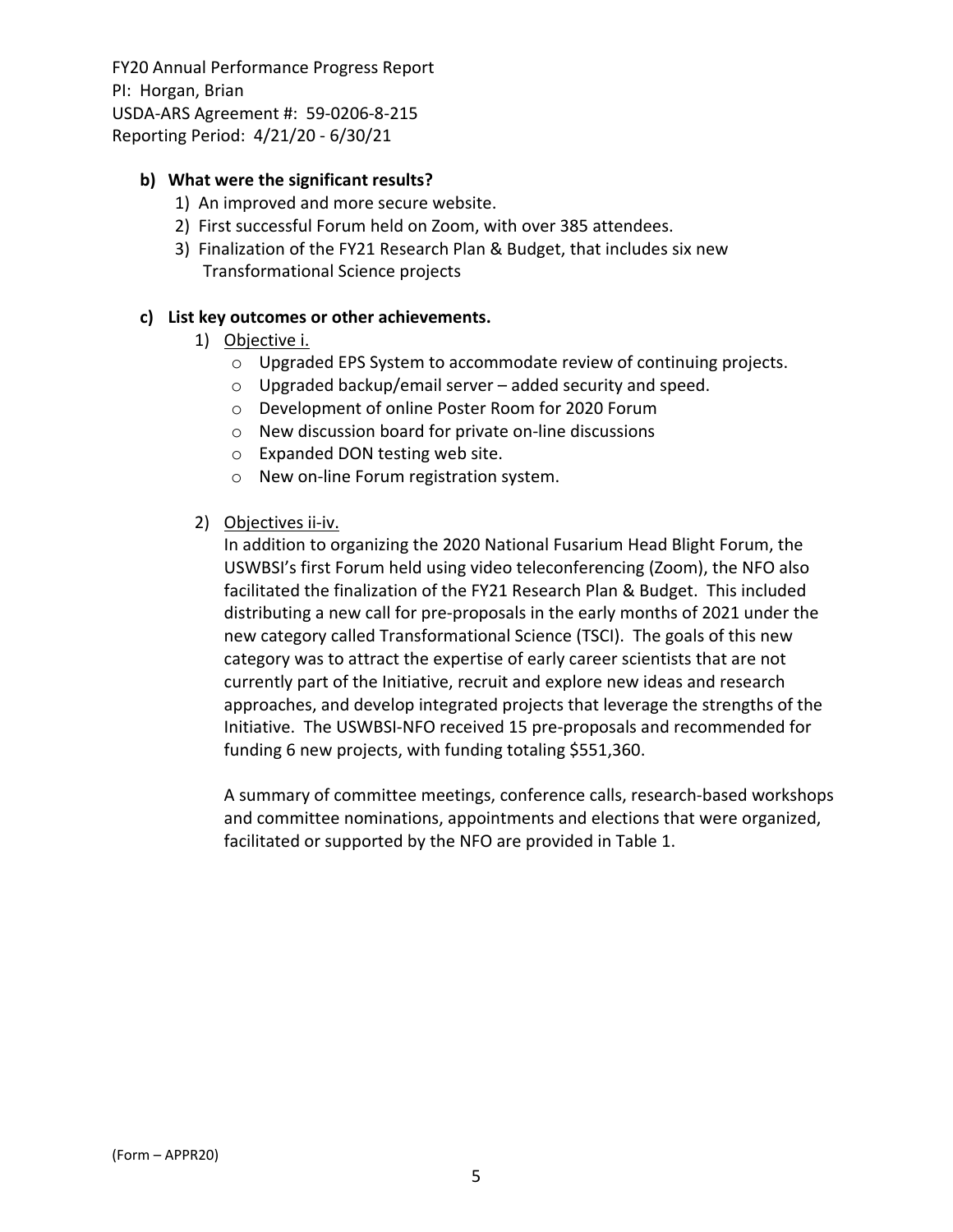**b) What were the significant results?**

1) An improved and more secure website.
2) First successful Forum held on Zoom, with over 385 attendees.
3) Finalization of the FY21 Research Plan & Budget, that includes six new Transformational Science projects

**c) List key outcomes or other achievements.**

1) Objective i.
   - Upgraded EPS System to accommodate review of continuing projects.
   - Upgraded backup/email server – added security and speed.
   - Development of online Poster Room for 2020 Forum
   - New discussion board for private on-line discussions
   - Expanded DON testing web site.
   - New on-line Forum registration system.

2) Objectives ii-iv.

   In addition to organizing the 2020 National Fusarium Head Blight Forum, the USWBSI's first Forum held using video teleconferencing (Zoom), the NFO also facilitated the finalization of the FY21 Research Plan & Budget. This included distributing a new call for pre-proposals in the early months of 2021 under the new category called Transformational Science (TSCI). The goals of this new category was to attract the expertise of early career scientists that are not currently part of the Initiative, recruit and explore new ideas and research approaches, and develop integrated projects that leverage the strengths of the Initiative. The USWBSI-NFO received 15 pre-proposals and recommended for funding 6 new projects, with funding totaling $551,360.

   A summary of committee meetings, conference calls, research-based workshops and committee nominations, appointments and elections that were organized, facilitated or supported by the NFO are provided in Table 1.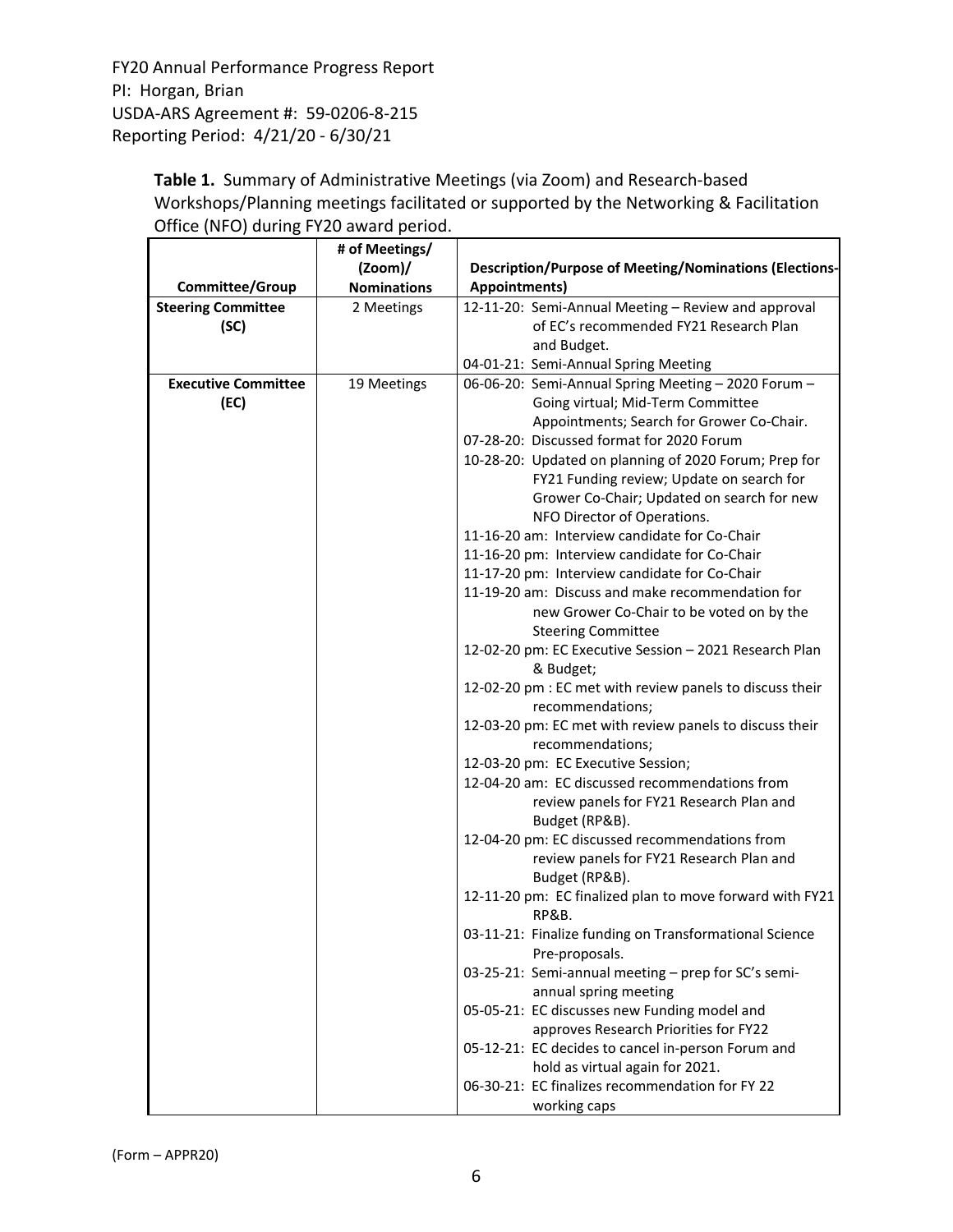FY20 Annual Performance Progress Report
PI: Horgan, Brian
USDA-ARS Agreement #: 59-0206-8-215
Reporting Period: 4/21/20 - 6/30/21

**Table 1.** Summary of Administrative Meetings (via Zoom) and Research-based Workshops/Planning meetings facilitated or supported by the Networking & Facilitation Office (NFO) during FY20 award period.

| Committee/Group | # of Meetings/ (Zoom)/ Nominations | Description/Purpose of Meeting/Nominations (Elections-Appointments) |
|---|---|---|
| **Steering Committee (SC)** | 2 Meetings | 12-11-20: Semi-Annual Meeting – Review and approval of EC's recommended FY21 Research Plan and Budget.<br>04-01-21: Semi-Annual Spring Meeting |
| **Executive Committee (EC)** | 19 Meetings | 06-06-20: Semi-Annual Spring Meeting – 2020 Forum – Going virtual; Mid-Term Committee Appointments; Search for Grower Co-Chair.<br>07-28-20: Discussed format for 2020 Forum<br>10-28-20: Updated on planning of 2020 Forum; Prep for FY21 Funding review; Update on search for Grower Co-Chair; Updated on search for new NFO Director of Operations.<br>11-16-20 am: Interview candidate for Co-Chair<br>11-16-20 pm: Interview candidate for Co-Chair<br>11-17-20 pm: Interview candidate for Co-Chair<br>11-19-20 am: Discuss and make recommendation for new Grower Co-Chair to be voted on by the Steering Committee<br>12-02-20 pm: EC Executive Session – 2021 Research Plan & Budget;<br>12-02-20 pm : EC met with review panels to discuss their recommendations;<br>12-03-20 pm: EC met with review panels to discuss their recommendations;<br>12-03-20 pm: EC Executive Session;<br>12-04-20 am: EC discussed recommendations from review panels for FY21 Research Plan and Budget (RP&B).<br>12-04-20 pm: EC discussed recommendations from review panels for FY21 Research Plan and Budget (RP&B).<br>12-11-20 pm: EC finalized plan to move forward with FY21 RP&B.<br>03-11-21: Finalize funding on Transformational Science Pre-proposals.<br>03-25-21: Semi-annual meeting – prep for SC's semi-annual spring meeting<br>05-05-21: EC discusses new Funding model and approves Research Priorities for FY22<br>05-12-21: EC decides to cancel in-person Forum and hold as virtual again for 2021.<br>06-30-21: EC finalizes recommendation for FY 22 working caps |

(Form – APPR20)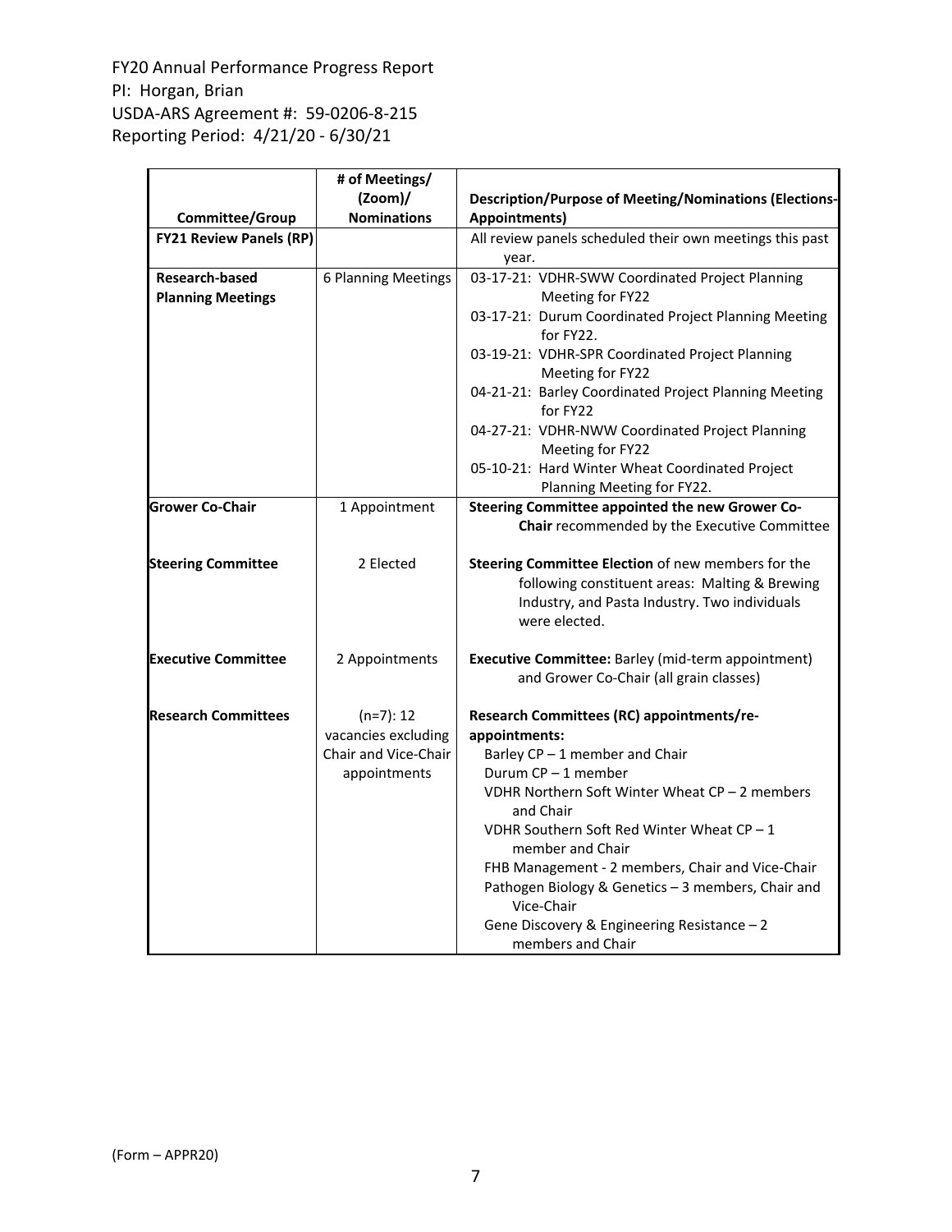FY20 Annual Performance Progress Report
PI: Horgan, Brian
USDA-ARS Agreement #: 59-0206-8-215
Reporting Period: 4/21/20 - 6/30/21

| Committee/Group | # of Meetings/ (Zoom)/ Nominations | Description/Purpose of Meeting/Nominations (Elections-Appointments) |
|---|---|---|
| **FY21 Review Panels (RP)** | | All review panels scheduled their own meetings this past year. |
| **Research-based Planning Meetings** | 6 Planning Meetings | 03-17-21: VDHR-SWW Coordinated Project Planning Meeting for FY22<br>03-17-21: Durum Coordinated Project Planning Meeting for FY22.<br>03-19-21: VDHR-SPR Coordinated Project Planning Meeting for FY22<br>04-21-21: Barley Coordinated Project Planning Meeting for FY22<br>04-27-21: VDHR-NWW Coordinated Project Planning Meeting for FY22<br>05-10-21: Hard Winter Wheat Coordinated Project Planning Meeting for FY22. |
| **Grower Co-Chair** | 1 Appointment | **Steering Committee appointed the new Grower Co-Chair** recommended by the Executive Committee |
| **Steering Committee** | 2 Elected | **Steering Committee Election** of new members for the following constituent areas: Malting & Brewing Industry, and Pasta Industry. Two individuals were elected. |
| **Executive Committee** | 2 Appointments | **Executive Committee:** Barley (mid-term appointment) and Grower Co-Chair (all grain classes) |
| **Research Committees** | (n=7): 12 vacancies excluding Chair and Vice-Chair appointments | **Research Committees (RC) appointments/re-appointments:**<br>Barley CP – 1 member and Chair<br>Durum CP – 1 member<br>VDHR Northern Soft Winter Wheat CP – 2 members and Chair<br>VDHR Southern Soft Red Winter Wheat CP – 1 member and Chair<br>FHB Management - 2 members, Chair and Vice-Chair<br>Pathogen Biology & Genetics – 3 members, Chair and Vice-Chair<br>Gene Discovery & Engineering Resistance – 2 members and Chair |

(Form – APPR20)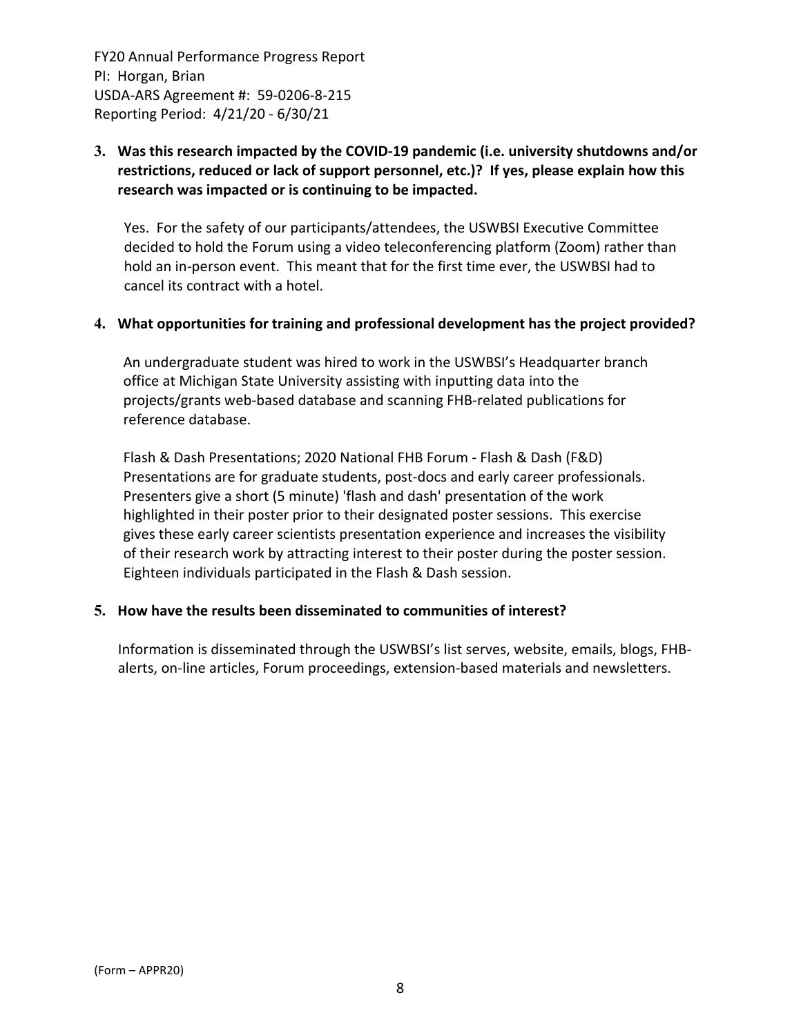**3. Was this research impacted by the COVID-19 pandemic (i.e. university shutdowns and/or restrictions, reduced or lack of support personnel, etc.)? If yes, please explain how this research was impacted or is continuing to be impacted.**

Yes. For the safety of our participants/attendees, the USWBSI Executive Committee decided to hold the Forum using a video teleconferencing platform (Zoom) rather than hold an in-person event. This meant that for the first time ever, the USWBSI had to cancel its contract with a hotel.

**4. What opportunities for training and professional development has the project provided?**

An undergraduate student was hired to work in the USWBSI's Headquarter branch office at Michigan State University assisting with inputting data into the projects/grants web-based database and scanning FHB-related publications for reference database.

Flash & Dash Presentations; 2020 National FHB Forum - Flash & Dash (F&D) Presentations are for graduate students, post-docs and early career professionals. Presenters give a short (5 minute) 'flash and dash' presentation of the work highlighted in their poster prior to their designated poster sessions. This exercise gives these early career scientists presentation experience and increases the visibility of their research work by attracting interest to their poster during the poster session. Eighteen individuals participated in the Flash & Dash session.

**5. How have the results been disseminated to communities of interest?**

Information is disseminated through the USWBSI's list serves, website, emails, blogs, FHB-alerts, on-line articles, Forum proceedings, extension-based materials and newsletters.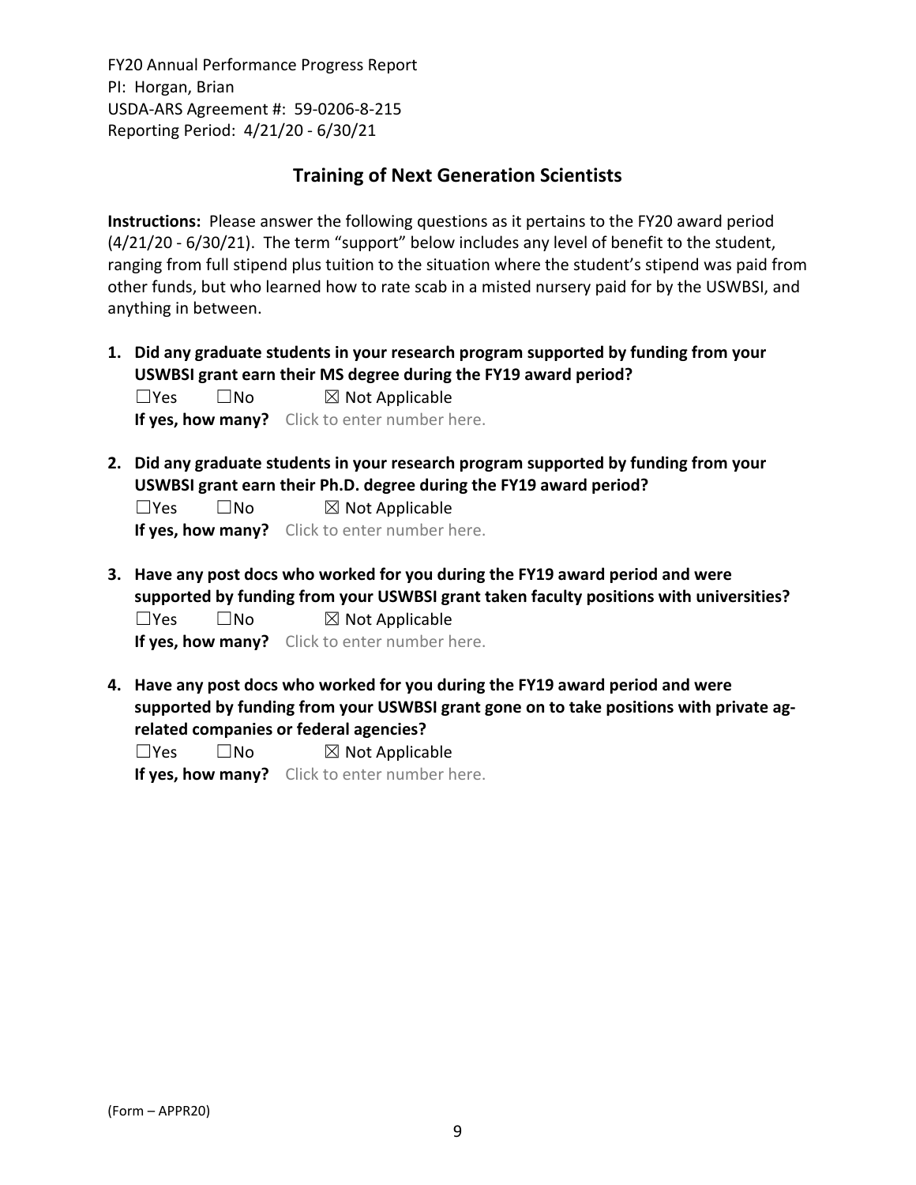## Training of Next Generation Scientists

**Instructions:** Please answer the following questions as it pertains to the FY20 award period (4/21/20 - 6/30/21). The term “support” below includes any level of benefit to the student, ranging from full stipend plus tuition to the situation where the student’s stipend was paid from other funds, but who learned how to rate scab in a misted nursery paid for by the USWBSI, and anything in between.

1. **Did any graduate students in your research program supported by funding from your USWBSI grant earn their MS degree during the FY19 award period?**

   ☐Yes ☐No ☒ Not Applicable

   **If yes, how many?** Click to enter number here.

2. **Did any graduate students in your research program supported by funding from your USWBSI grant earn their Ph.D. degree during the FY19 award period?**

   ☐Yes ☐No ☒ Not Applicable

   **If yes, how many?** Click to enter number here.

3. **Have any post docs who worked for you during the FY19 award period and were supported by funding from your USWBSI grant taken faculty positions with universities?**

   ☐Yes ☐No ☒ Not Applicable

   **If yes, how many?** Click to enter number here.

4. **Have any post docs who worked for you during the FY19 award period and were supported by funding from your USWBSI grant gone on to take positions with private ag-related companies or federal agencies?**

   ☐Yes ☐No ☒ Not Applicable

   **If yes, how many?** Click to enter number here.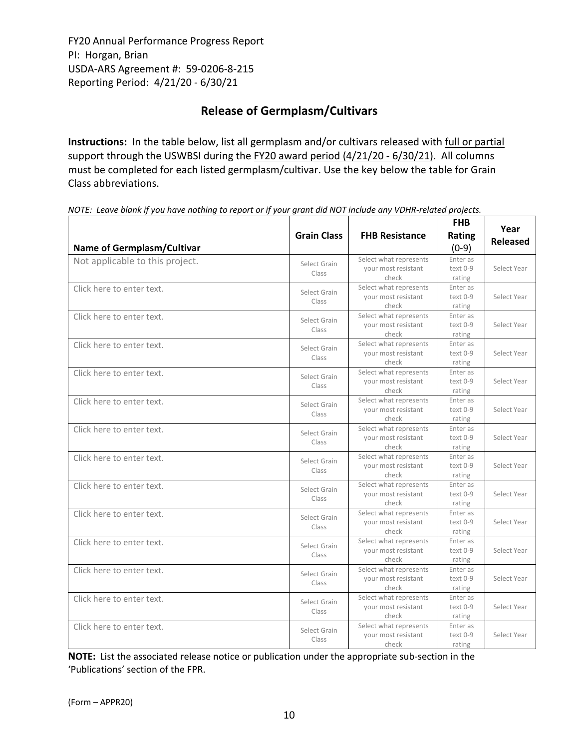FY20 Annual Performance Progress Report
PI: Horgan, Brian
USDA-ARS Agreement #: 59-0206-8-215
Reporting Period: 4/21/20 - 6/30/21

## Release of Germplasm/Cultivars

**Instructions:** In the table below, list all germplasm and/or cultivars released with full or partial support through the USWBSI during the FY20 award period (4/21/20 - 6/30/21). All columns must be completed for each listed germplasm/cultivar. Use the key below the table for Grain Class abbreviations.

*NOTE: Leave blank if you have nothing to report or if your grant did NOT include any VDHR-related projects.*

| Name of Germplasm/Cultivar | Grain Class | FHB Resistance | FHB Rating (0-9) | Year Released |
|---|---|---|---|---|
| Not applicable to this project. | Select Grain Class | Select what represents your most resistant check | Enter as text 0-9 rating | Select Year |
| Click here to enter text. | Select Grain Class | Select what represents your most resistant check | Enter as text 0-9 rating | Select Year |
| Click here to enter text. | Select Grain Class | Select what represents your most resistant check | Enter as text 0-9 rating | Select Year |
| Click here to enter text. | Select Grain Class | Select what represents your most resistant check | Enter as text 0-9 rating | Select Year |
| Click here to enter text. | Select Grain Class | Select what represents your most resistant check | Enter as text 0-9 rating | Select Year |
| Click here to enter text. | Select Grain Class | Select what represents your most resistant check | Enter as text 0-9 rating | Select Year |
| Click here to enter text. | Select Grain Class | Select what represents your most resistant check | Enter as text 0-9 rating | Select Year |
| Click here to enter text. | Select Grain Class | Select what represents your most resistant check | Enter as text 0-9 rating | Select Year |
| Click here to enter text. | Select Grain Class | Select what represents your most resistant check | Enter as text 0-9 rating | Select Year |
| Click here to enter text. | Select Grain Class | Select what represents your most resistant check | Enter as text 0-9 rating | Select Year |
| Click here to enter text. | Select Grain Class | Select what represents your most resistant check | Enter as text 0-9 rating | Select Year |
| Click here to enter text. | Select Grain Class | Select what represents your most resistant check | Enter as text 0-9 rating | Select Year |
| Click here to enter text. | Select Grain Class | Select what represents your most resistant check | Enter as text 0-9 rating | Select Year |
| Click here to enter text. | Select Grain Class | Select what represents your most resistant check | Enter as text 0-9 rating | Select Year |

**NOTE:** List the associated release notice or publication under the appropriate sub-section in the 'Publications' section of the FPR.

(Form – APPR20)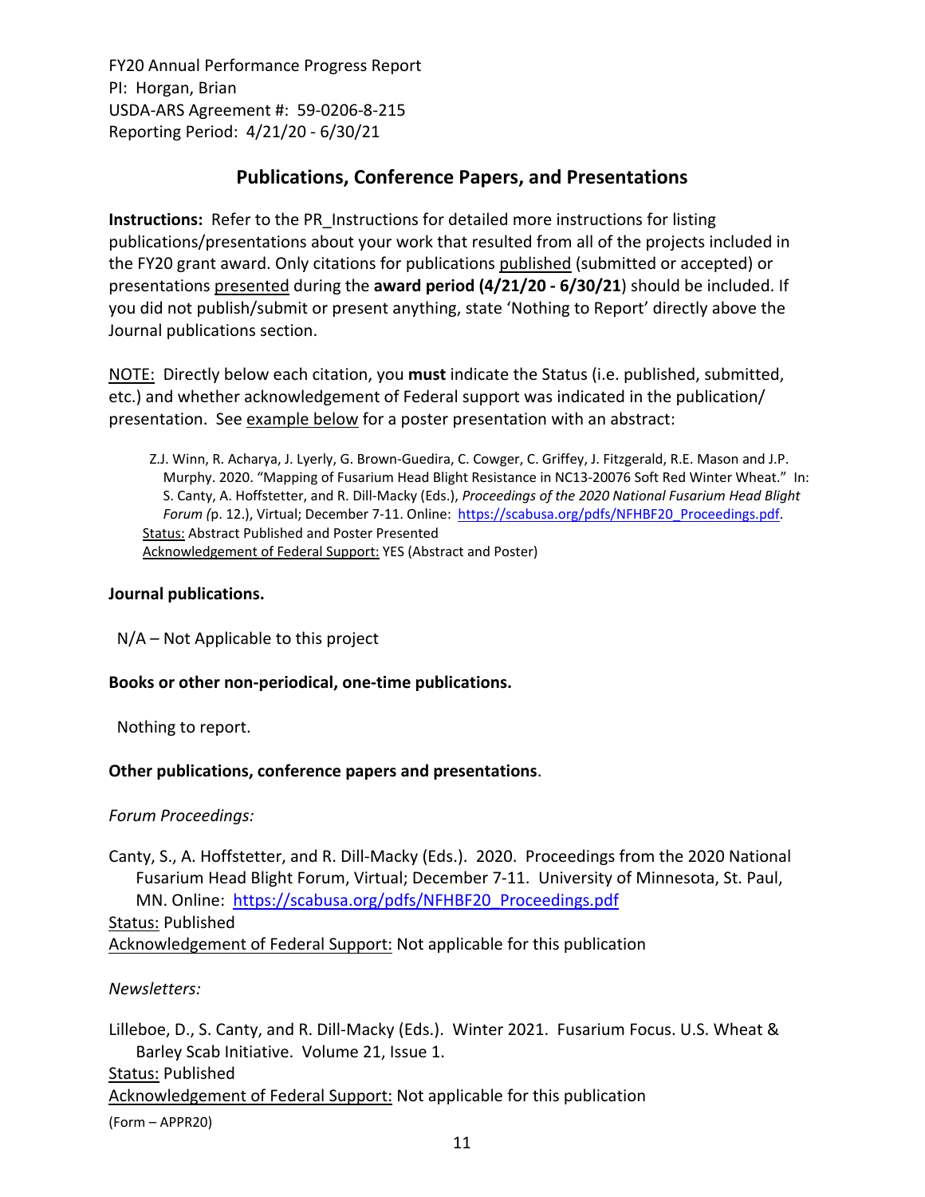FY20 Annual Performance Progress Report
PI: Horgan, Brian
USDA-ARS Agreement #: 59-0206-8-215
Reporting Period: 4/21/20 - 6/30/21

## Publications, Conference Papers, and Presentations

**Instructions:** Refer to the PR_Instructions for detailed more instructions for listing publications/presentations about your work that resulted from all of the projects included in the FY20 grant award. Only citations for publications published (submitted or accepted) or presentations presented during the **award period (4/21/20 - 6/30/21**) should be included. If you did not publish/submit or present anything, state 'Nothing to Report' directly above the Journal publications section.

NOTE: Directly below each citation, you **must** indicate the Status (i.e. published, submitted, etc.) and whether acknowledgement of Federal support was indicated in the publication/ presentation. See example below for a poster presentation with an abstract:

> Z.J. Winn, R. Acharya, J. Lyerly, G. Brown-Guedira, C. Cowger, C. Griffey, J. Fitzgerald, R.E. Mason and J.P. Murphy. 2020. "Mapping of Fusarium Head Blight Resistance in NC13-20076 Soft Red Winter Wheat." In: S. Canty, A. Hoffstetter, and R. Dill-Macky (Eds.), *Proceedings of the 2020 National Fusarium Head Blight Forum (*p. 12.), Virtual; December 7-11. Online: https://scabusa.org/pdfs/NFHBF20_Proceedings.pdf.
> Status: Abstract Published and Poster Presented
> Acknowledgement of Federal Support: YES (Abstract and Poster)

**Journal publications.**

N/A – Not Applicable to this project

**Books or other non-periodical, one-time publications.**

Nothing to report.

**Other publications, conference papers and presentations**.

*Forum Proceedings:*

Canty, S., A. Hoffstetter, and R. Dill-Macky (Eds.). 2020. Proceedings from the 2020 National Fusarium Head Blight Forum, Virtual; December 7-11. University of Minnesota, St. Paul, MN. Online: https://scabusa.org/pdfs/NFHBF20_Proceedings.pdf
Status: Published
Acknowledgement of Federal Support: Not applicable for this publication

*Newsletters:*

Lilleboe, D., S. Canty, and R. Dill-Macky (Eds.). Winter 2021. Fusarium Focus. U.S. Wheat & Barley Scab Initiative. Volume 21, Issue 1.
Status: Published
Acknowledgement of Federal Support: Not applicable for this publication

(Form – APPR20)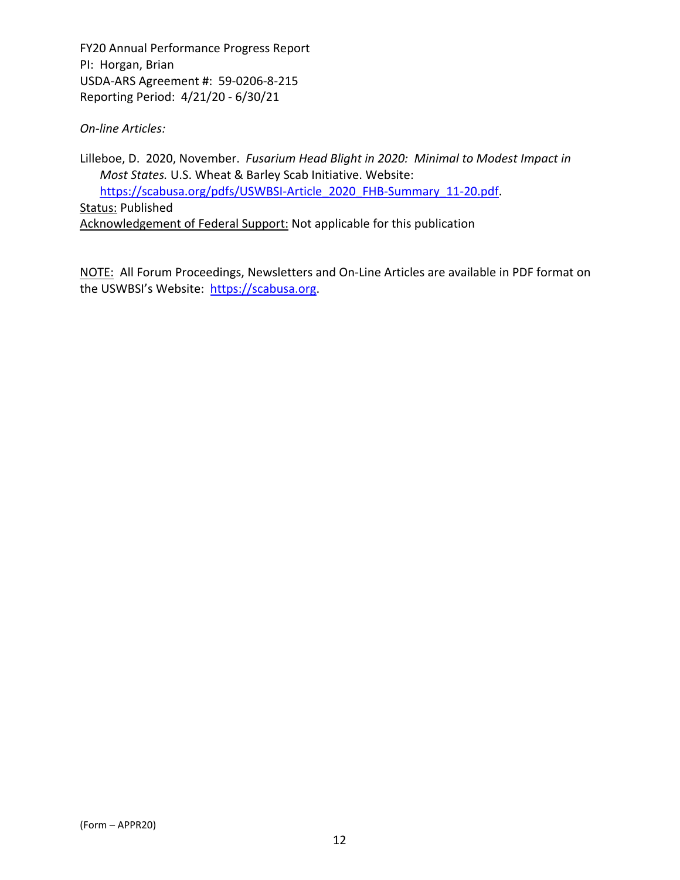FY20 Annual Performance Progress Report
PI: Horgan, Brian
USDA-ARS Agreement #: 59-0206-8-215
Reporting Period: 4/21/20 - 6/30/21

*On-line Articles:*

Lilleboe, D. 2020, November. *Fusarium Head Blight in 2020: Minimal to Modest Impact in Most States.* U.S. Wheat & Barley Scab Initiative. Website: https://scabusa.org/pdfs/USWBSI-Article_2020_FHB-Summary_11-20.pdf.
Status: Published
Acknowledgement of Federal Support: Not applicable for this publication

NOTE: All Forum Proceedings, Newsletters and On-Line Articles are available in PDF format on the USWBSI's Website: https://scabusa.org.

(Form – APPR20)